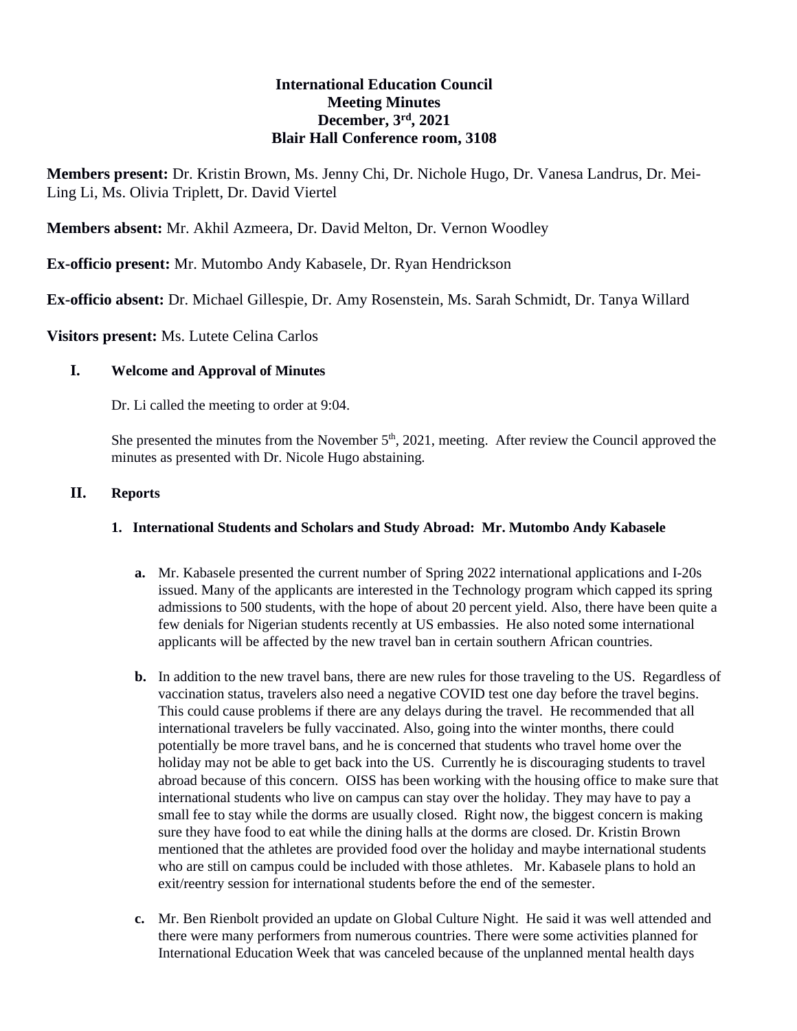**International Education Council**
**Meeting Minutes**
**December, 3rd, 2021**
**Blair Hall Conference room, 3108**

**Members present:** Dr. Kristin Brown, Ms. Jenny Chi, Dr. Nichole Hugo, Dr. Vanesa Landrus, Dr. Mei-Ling Li, Ms. Olivia Triplett, Dr. David Viertel

**Members absent:** Mr. Akhil Azmeera, Dr. David Melton, Dr. Vernon Woodley

**Ex-officio present:** Mr. Mutombo Andy Kabasele, Dr. Ryan Hendrickson

**Ex-officio absent:** Dr. Michael Gillespie, Dr. Amy Rosenstein, Ms. Sarah Schmidt, Dr. Tanya Willard

**Visitors present:** Ms. Lutete Celina Carlos

## I. Welcome and Approval of Minutes

Dr. Li called the meeting to order at 9:04.

She presented the minutes from the November 5th, 2021, meeting. After review the Council approved the minutes as presented with Dr. Nicole Hugo abstaining.

## II. Reports

### 1. International Students and Scholars and Study Abroad: Mr. Mutombo Andy Kabasele

**a.** Mr. Kabasele presented the current number of Spring 2022 international applications and I-20s issued. Many of the applicants are interested in the Technology program which capped its spring admissions to 500 students, with the hope of about 20 percent yield. Also, there have been quite a few denials for Nigerian students recently at US embassies. He also noted some international applicants will be affected by the new travel ban in certain southern African countries.

**b.** In addition to the new travel bans, there are new rules for those traveling to the US. Regardless of vaccination status, travelers also need a negative COVID test one day before the travel begins. This could cause problems if there are any delays during the travel. He recommended that all international travelers be fully vaccinated. Also, going into the winter months, there could potentially be more travel bans, and he is concerned that students who travel home over the holiday may not be able to get back into the US. Currently he is discouraging students to travel abroad because of this concern. OISS has been working with the housing office to make sure that international students who live on campus can stay over the holiday. They may have to pay a small fee to stay while the dorms are usually closed. Right now, the biggest concern is making sure they have food to eat while the dining halls at the dorms are closed. Dr. Kristin Brown mentioned that the athletes are provided food over the holiday and maybe international students who are still on campus could be included with those athletes. Mr. Kabasele plans to hold an exit/reentry session for international students before the end of the semester.

**c.** Mr. Ben Rienbolt provided an update on Global Culture Night. He said it was well attended and there were many performers from numerous countries. There were some activities planned for International Education Week that was canceled because of the unplanned mental health days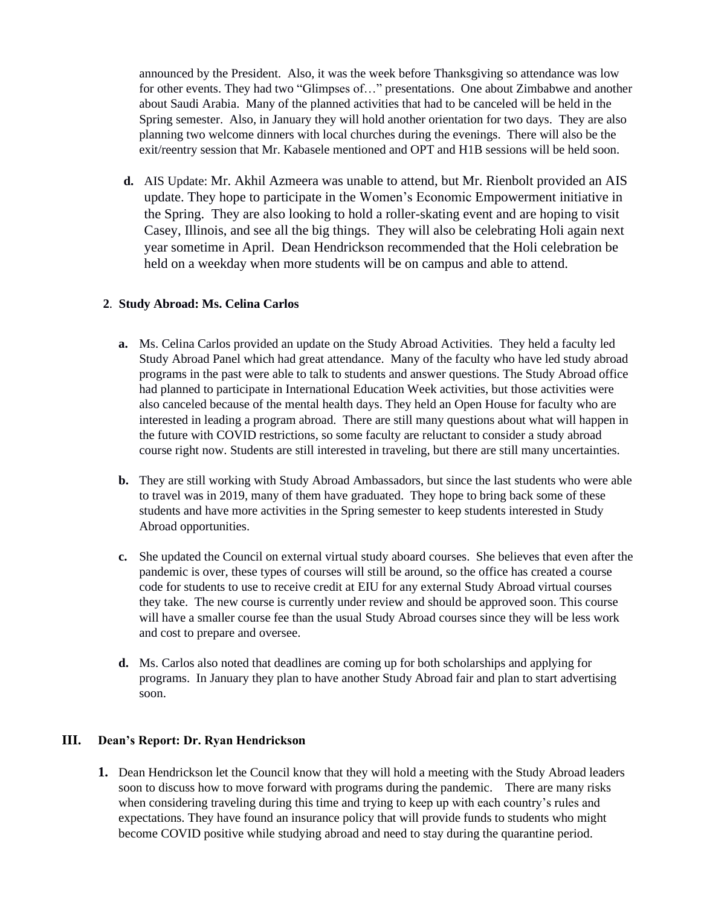announced by the President. Also, it was the week before Thanksgiving so attendance was low for other events. They had two "Glimpses of…" presentations. One about Zimbabwe and another about Saudi Arabia. Many of the planned activities that had to be canceled will be held in the Spring semester. Also, in January they will hold another orientation for two days. They are also planning two welcome dinners with local churches during the evenings. There will also be the exit/reentry session that Mr. Kabasele mentioned and OPT and H1B sessions will be held soon.

**d.** AIS Update: Mr. Akhil Azmeera was unable to attend, but Mr. Rienbolt provided an AIS update. They hope to participate in the Women's Economic Empowerment initiative in the Spring. They are also looking to hold a roller-skating event and are hoping to visit Casey, Illinois, and see all the big things. They will also be celebrating Holi again next year sometime in April. Dean Hendrickson recommended that the Holi celebration be held on a weekday when more students will be on campus and able to attend.

**2. Study Abroad: Ms. Celina Carlos**

**a.** Ms. Celina Carlos provided an update on the Study Abroad Activities. They held a faculty led Study Abroad Panel which had great attendance. Many of the faculty who have led study abroad programs in the past were able to talk to students and answer questions. The Study Abroad office had planned to participate in International Education Week activities, but those activities were also canceled because of the mental health days. They held an Open House for faculty who are interested in leading a program abroad. There are still many questions about what will happen in the future with COVID restrictions, so some faculty are reluctant to consider a study abroad course right now. Students are still interested in traveling, but there are still many uncertainties.

**b.** They are still working with Study Abroad Ambassadors, but since the last students who were able to travel was in 2019, many of them have graduated. They hope to bring back some of these students and have more activities in the Spring semester to keep students interested in Study Abroad opportunities.

**c.** She updated the Council on external virtual study aboard courses. She believes that even after the pandemic is over, these types of courses will still be around, so the office has created a course code for students to use to receive credit at EIU for any external Study Abroad virtual courses they take. The new course is currently under review and should be approved soon. This course will have a smaller course fee than the usual Study Abroad courses since they will be less work and cost to prepare and oversee.

**d.** Ms. Carlos also noted that deadlines are coming up for both scholarships and applying for programs. In January they plan to have another Study Abroad fair and plan to start advertising soon.

## III. Dean's Report: Dr. Ryan Hendrickson

**1.** Dean Hendrickson let the Council know that they will hold a meeting with the Study Abroad leaders soon to discuss how to move forward with programs during the pandemic. There are many risks when considering traveling during this time and trying to keep up with each country's rules and expectations. They have found an insurance policy that will provide funds to students who might become COVID positive while studying abroad and need to stay during the quarantine period.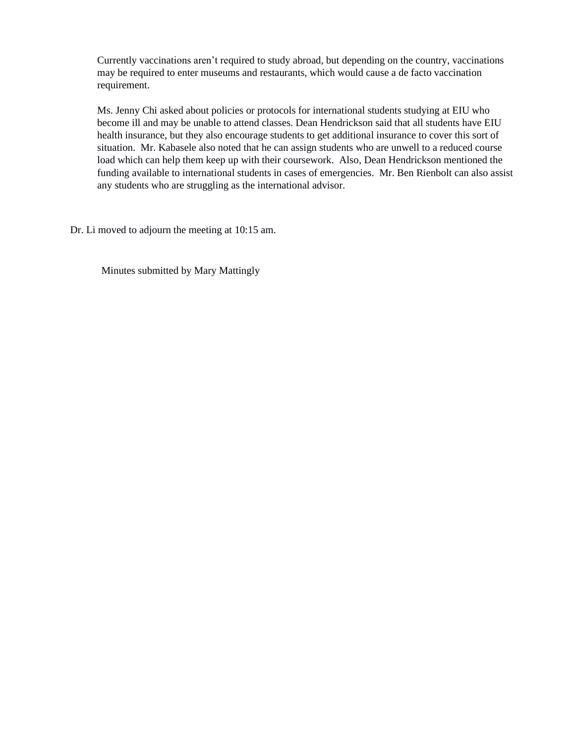Currently vaccinations aren't required to study abroad, but depending on the country, vaccinations may be required to enter museums and restaurants, which would cause a de facto vaccination requirement.

Ms. Jenny Chi asked about policies or protocols for international students studying at EIU who become ill and may be unable to attend classes. Dean Hendrickson said that all students have EIU health insurance, but they also encourage students to get additional insurance to cover this sort of situation. Mr. Kabasele also noted that he can assign students who are unwell to a reduced course load which can help them keep up with their coursework. Also, Dean Hendrickson mentioned the funding available to international students in cases of emergencies. Mr. Ben Rienbolt can also assist any students who are struggling as the international advisor.

Dr. Li moved to adjourn the meeting at 10:15 am.

Minutes submitted by Mary Mattingly